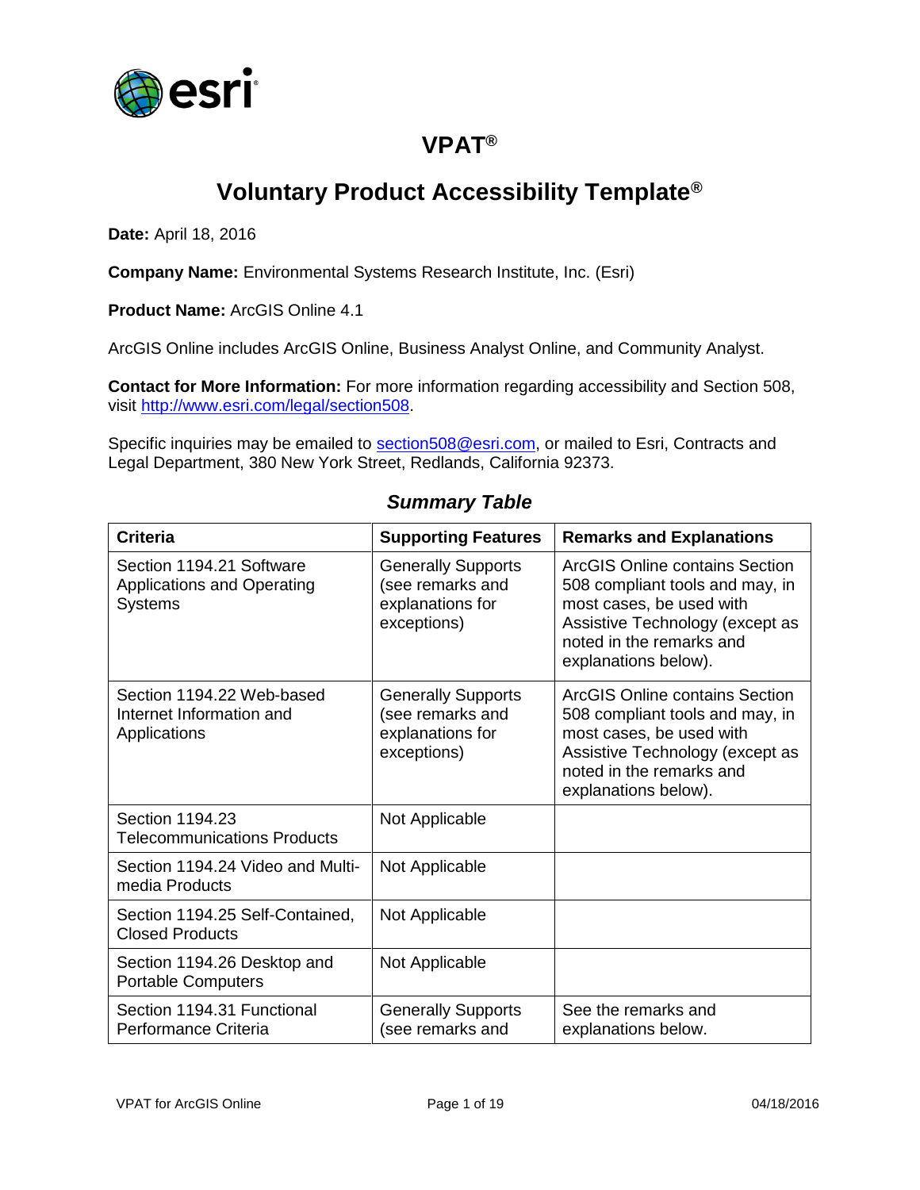# VPAT®

# Voluntary Product Accessibility Template®

**Date:** April 18, 2016

**Company Name:** Environmental Systems Research Institute, Inc. (Esri)

**Product Name:** ArcGIS Online 4.1

ArcGIS Online includes ArcGIS Online, Business Analyst Online, and Community Analyst.

**Contact for More Information:** For more information regarding accessibility and Section 508, visit http://www.esri.com/legal/section508.

Specific inquiries may be emailed to section508@esri.com, or mailed to Esri, Contracts and Legal Department, 380 New York Street, Redlands, California 92373.

## *Summary Table*

| Criteria | Supporting Features | Remarks and Explanations |
|---|---|---|
| Section 1194.21 Software Applications and Operating Systems | Generally Supports (see remarks and explanations for exceptions) | ArcGIS Online contains Section 508 compliant tools and may, in most cases, be used with Assistive Technology (except as noted in the remarks and explanations below). |
| Section 1194.22 Web-based Internet Information and Applications | Generally Supports (see remarks and explanations for exceptions) | ArcGIS Online contains Section 508 compliant tools and may, in most cases, be used with Assistive Technology (except as noted in the remarks and explanations below). |
| Section 1194.23 Telecommunications Products | Not Applicable | |
| Section 1194.24 Video and Multi-media Products | Not Applicable | |
| Section 1194.25 Self-Contained, Closed Products | Not Applicable | |
| Section 1194.26 Desktop and Portable Computers | Not Applicable | |
| Section 1194.31 Functional Performance Criteria | Generally Supports (see remarks and | See the remarks and explanations below. |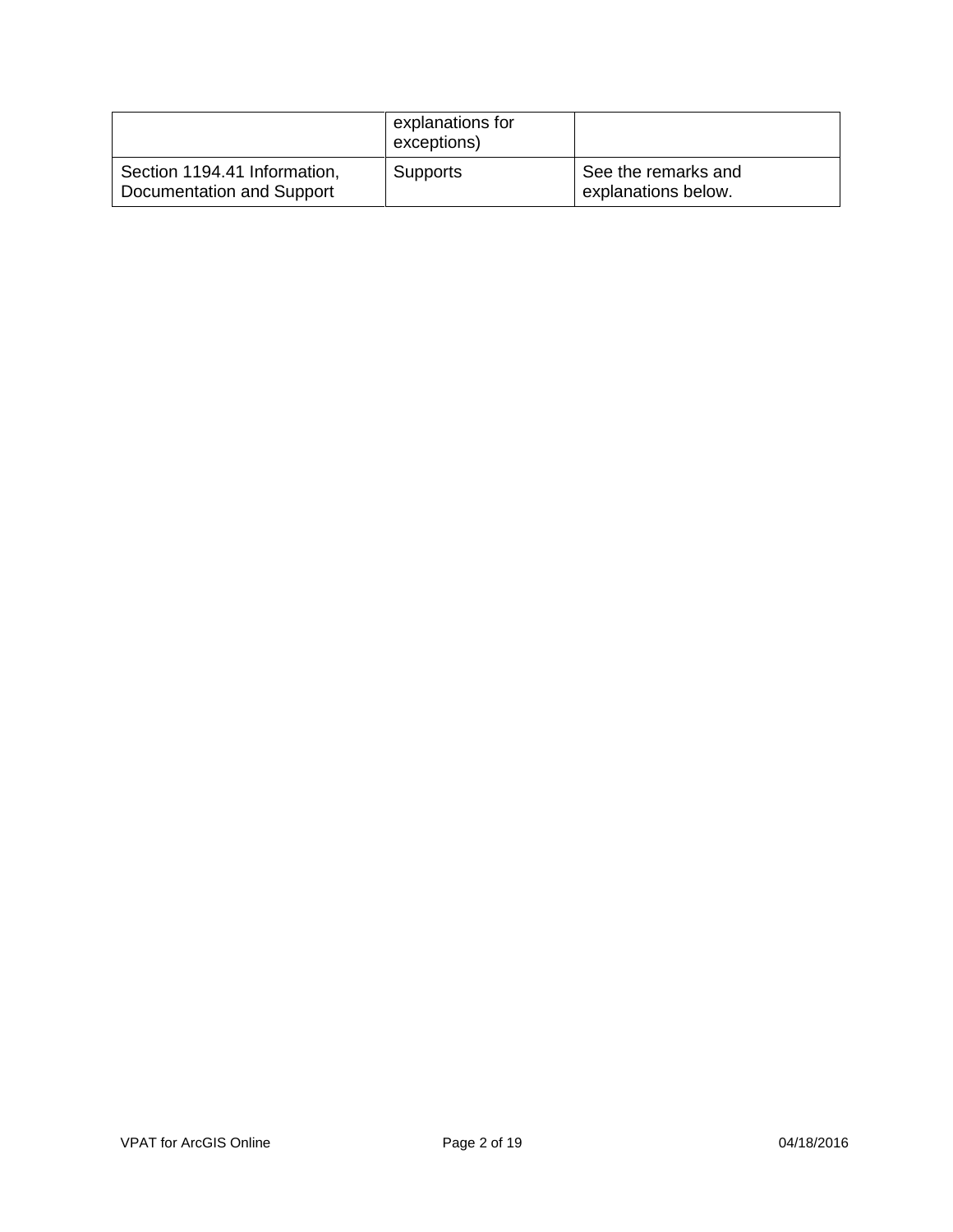| | explanations for exceptions) | |
|---|---|---|
| Section 1194.41 Information, Documentation and Support | Supports | See the remarks and explanations below. |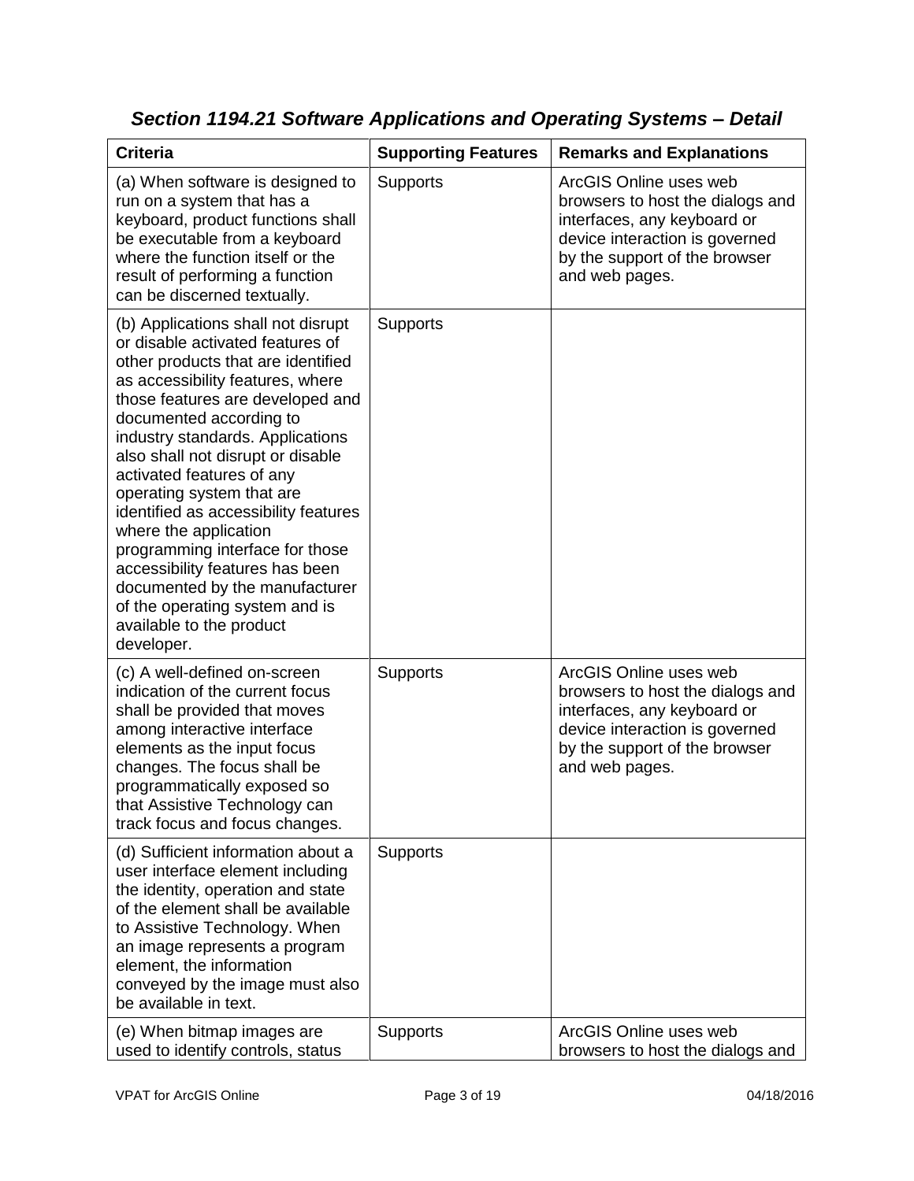## *Section 1194.21 Software Applications and Operating Systems – Detail*

| Criteria | Supporting Features | Remarks and Explanations |
|---|---|---|
| (a) When software is designed to run on a system that has a keyboard, product functions shall be executable from a keyboard where the function itself or the result of performing a function can be discerned textually. | Supports | ArcGIS Online uses web browsers to host the dialogs and interfaces, any keyboard or device interaction is governed by the support of the browser and web pages. |
| (b) Applications shall not disrupt or disable activated features of other products that are identified as accessibility features, where those features are developed and documented according to industry standards. Applications also shall not disrupt or disable activated features of any operating system that are identified as accessibility features where the application programming interface for those accessibility features has been documented by the manufacturer of the operating system and is available to the product developer. | Supports | |
| (c) A well-defined on-screen indication of the current focus shall be provided that moves among interactive interface elements as the input focus changes. The focus shall be programmatically exposed so that Assistive Technology can track focus and focus changes. | Supports | ArcGIS Online uses web browsers to host the dialogs and interfaces, any keyboard or device interaction is governed by the support of the browser and web pages. |
| (d) Sufficient information about a user interface element including the identity, operation and state of the element shall be available to Assistive Technology. When an image represents a program element, the information conveyed by the image must also be available in text. | Supports | |
| (e) When bitmap images are used to identify controls, status | Supports | ArcGIS Online uses web browsers to host the dialogs and |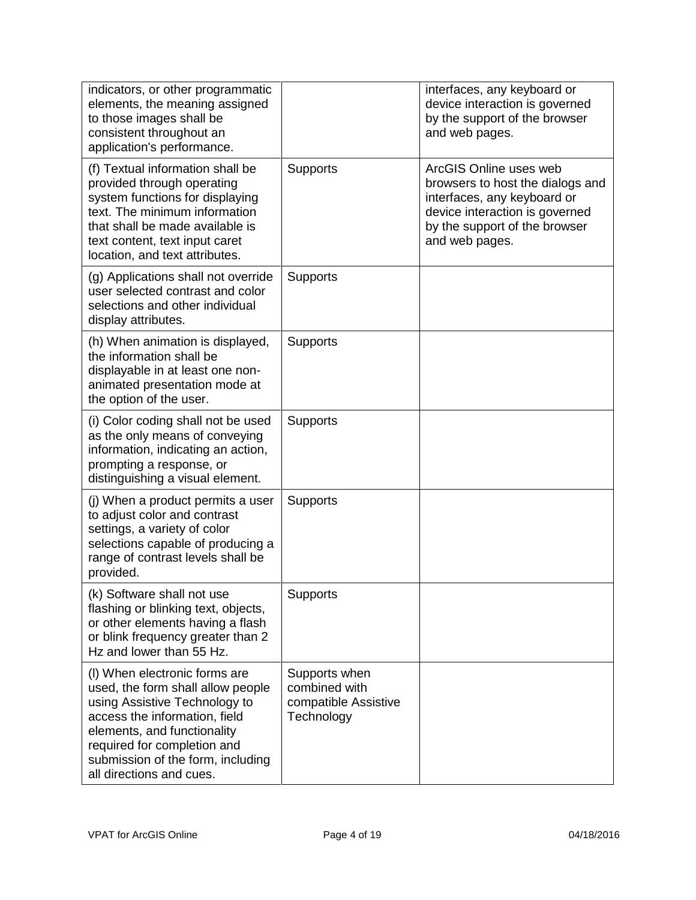| | | |
|---|---|---|
| indicators, or other programmatic elements, the meaning assigned to those images shall be consistent throughout an application's performance. | | interfaces, any keyboard or device interaction is governed by the support of the browser and web pages. |
| (f) Textual information shall be provided through operating system functions for displaying text. The minimum information that shall be made available is text content, text input caret location, and text attributes. | Supports | ArcGIS Online uses web browsers to host the dialogs and interfaces, any keyboard or device interaction is governed by the support of the browser and web pages. |
| (g) Applications shall not override user selected contrast and color selections and other individual display attributes. | Supports | |
| (h) When animation is displayed, the information shall be displayable in at least one non-animated presentation mode at the option of the user. | Supports | |
| (i) Color coding shall not be used as the only means of conveying information, indicating an action, prompting a response, or distinguishing a visual element. | Supports | |
| (j) When a product permits a user to adjust color and contrast settings, a variety of color selections capable of producing a range of contrast levels shall be provided. | Supports | |
| (k) Software shall not use flashing or blinking text, objects, or other elements having a flash or blink frequency greater than 2 Hz and lower than 55 Hz. | Supports | |
| (l) When electronic forms are used, the form shall allow people using Assistive Technology to access the information, field elements, and functionality required for completion and submission of the form, including all directions and cues. | Supports when combined with compatible Assistive Technology | |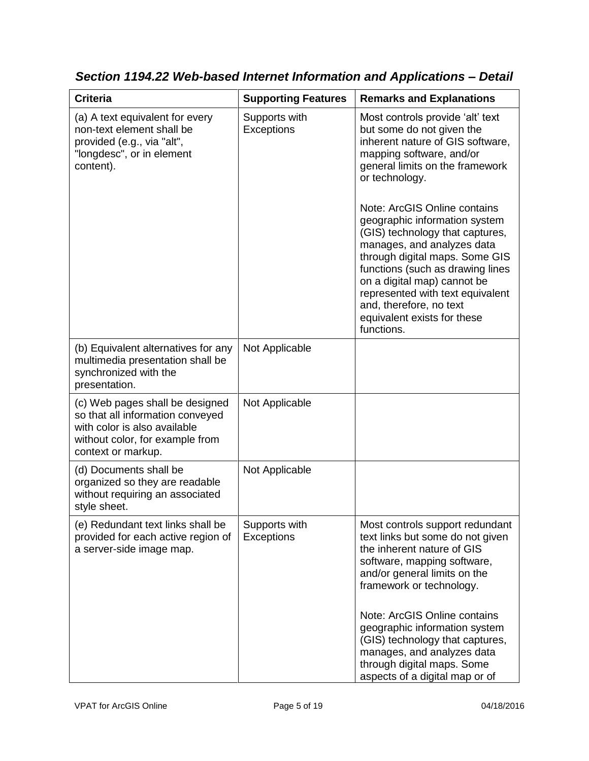## *Section 1194.22 Web-based Internet Information and Applications – Detail*

| Criteria | Supporting Features | Remarks and Explanations |
| --- | --- | --- |
| (a) A text equivalent for every non-text element shall be provided (e.g., via "alt", "longdesc", or in element content). | Supports with Exceptions | Most controls provide 'alt' text but some do not given the inherent nature of GIS software, mapping software, and/or general limits on the framework or technology.<br><br>Note: ArcGIS Online contains geographic information system (GIS) technology that captures, manages, and analyzes data through digital maps. Some GIS functions (such as drawing lines on a digital map) cannot be represented with text equivalent and, therefore, no text equivalent exists for these functions. |
| (b) Equivalent alternatives for any multimedia presentation shall be synchronized with the presentation. | Not Applicable | |
| (c) Web pages shall be designed so that all information conveyed with color is also available without color, for example from context or markup. | Not Applicable | |
| (d) Documents shall be organized so they are readable without requiring an associated style sheet. | Not Applicable | |
| (e) Redundant text links shall be provided for each active region of a server-side image map. | Supports with Exceptions | Most controls support redundant text links but some do not given the inherent nature of GIS software, mapping software, and/or general limits on the framework or technology.<br><br>Note: ArcGIS Online contains geographic information system (GIS) technology that captures, manages, and analyzes data through digital maps. Some aspects of a digital map or of |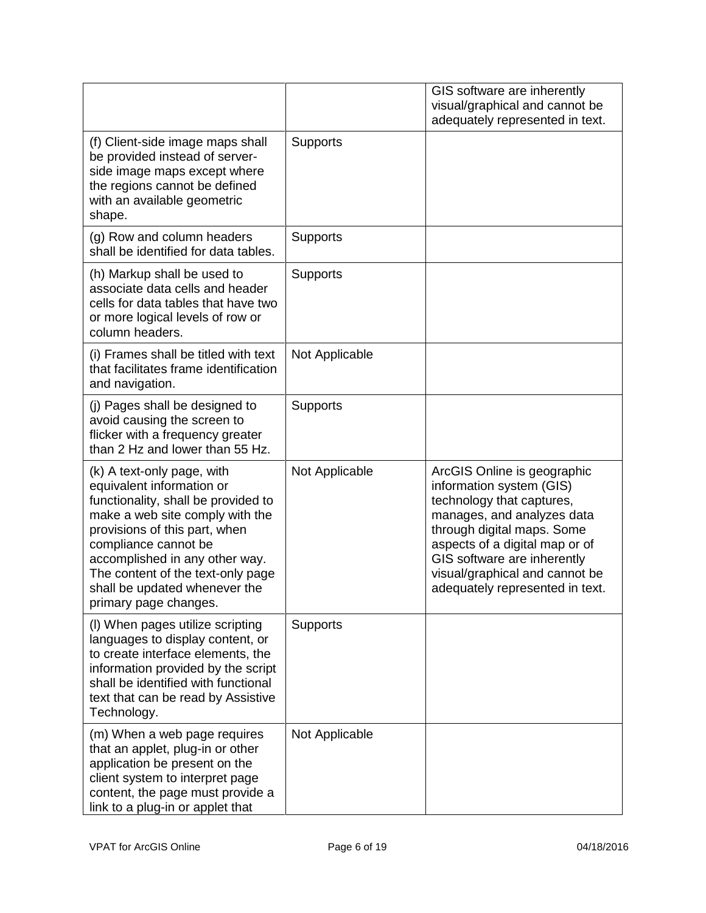| | | |
|---|---|---|
| | | GIS software are inherently visual/graphical and cannot be adequately represented in text. |
| (f) Client-side image maps shall be provided instead of server-side image maps except where the regions cannot be defined with an available geometric shape. | Supports | |
| (g) Row and column headers shall be identified for data tables. | Supports | |
| (h) Markup shall be used to associate data cells and header cells for data tables that have two or more logical levels of row or column headers. | Supports | |
| (i) Frames shall be titled with text that facilitates frame identification and navigation. | Not Applicable | |
| (j) Pages shall be designed to avoid causing the screen to flicker with a frequency greater than 2 Hz and lower than 55 Hz. | Supports | |
| (k) A text-only page, with equivalent information or functionality, shall be provided to make a web site comply with the provisions of this part, when compliance cannot be accomplished in any other way. The content of the text-only page shall be updated whenever the primary page changes. | Not Applicable | ArcGIS Online is geographic information system (GIS) technology that captures, manages, and analyzes data through digital maps. Some aspects of a digital map or of GIS software are inherently visual/graphical and cannot be adequately represented in text. |
| (l) When pages utilize scripting languages to display content, or to create interface elements, the information provided by the script shall be identified with functional text that can be read by Assistive Technology. | Supports | |
| (m) When a web page requires that an applet, plug-in or other application be present on the client system to interpret page content, the page must provide a link to a plug-in or applet that | Not Applicable | |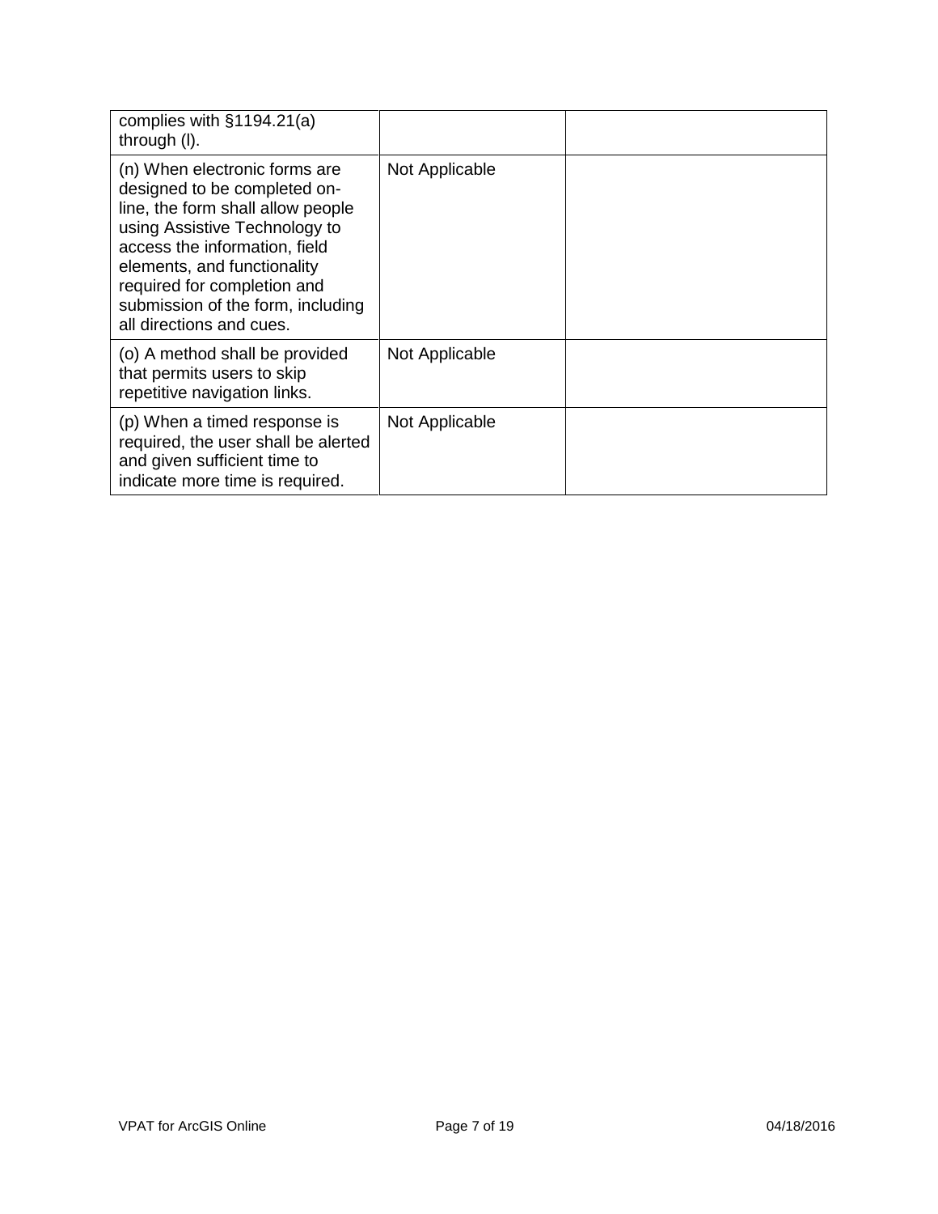| | | |
|---|---|---|
| complies with §1194.21(a) through (l). | | |
| (n) When electronic forms are designed to be completed on-line, the form shall allow people using Assistive Technology to access the information, field elements, and functionality required for completion and submission of the form, including all directions and cues. | Not Applicable | |
| (o) A method shall be provided that permits users to skip repetitive navigation links. | Not Applicable | |
| (p) When a timed response is required, the user shall be alerted and given sufficient time to indicate more time is required. | Not Applicable | |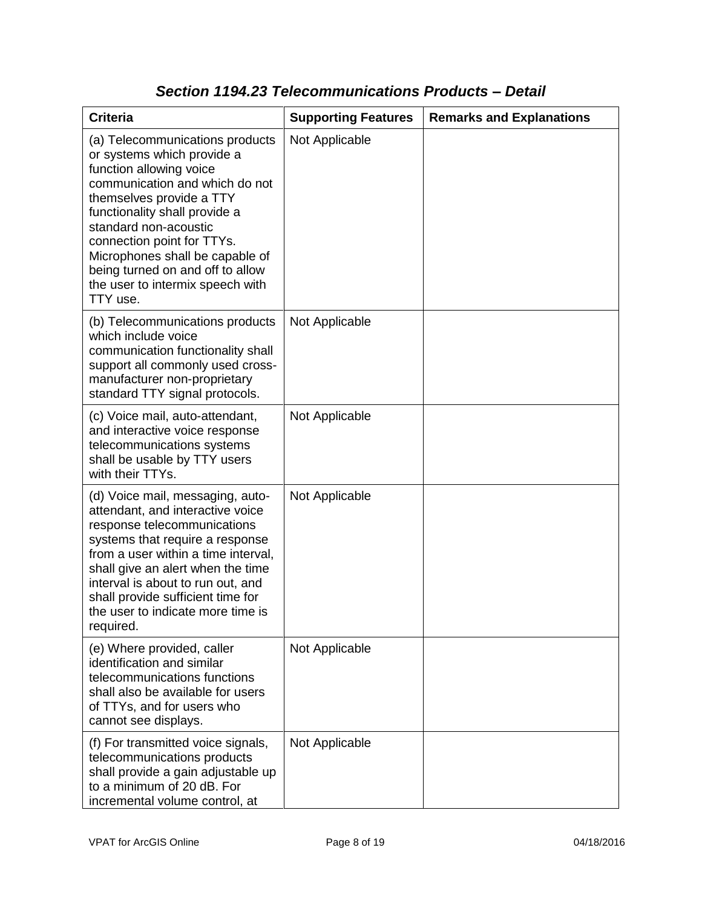### *Section 1194.23 Telecommunications Products – Detail*

| Criteria | Supporting Features | Remarks and Explanations |
|---|---|---|
| (a) Telecommunications products or systems which provide a function allowing voice communication and which do not themselves provide a TTY functionality shall provide a standard non-acoustic connection point for TTYs. Microphones shall be capable of being turned on and off to allow the user to intermix speech with TTY use. | Not Applicable | |
| (b) Telecommunications products which include voice communication functionality shall support all commonly used cross-manufacturer non-proprietary standard TTY signal protocols. | Not Applicable | |
| (c) Voice mail, auto-attendant, and interactive voice response telecommunications systems shall be usable by TTY users with their TTYs. | Not Applicable | |
| (d) Voice mail, messaging, auto-attendant, and interactive voice response telecommunications systems that require a response from a user within a time interval, shall give an alert when the time interval is about to run out, and shall provide sufficient time for the user to indicate more time is required. | Not Applicable | |
| (e) Where provided, caller identification and similar telecommunications functions shall also be available for users of TTYs, and for users who cannot see displays. | Not Applicable | |
| (f) For transmitted voice signals, telecommunications products shall provide a gain adjustable up to a minimum of 20 dB. For incremental volume control, at | Not Applicable | |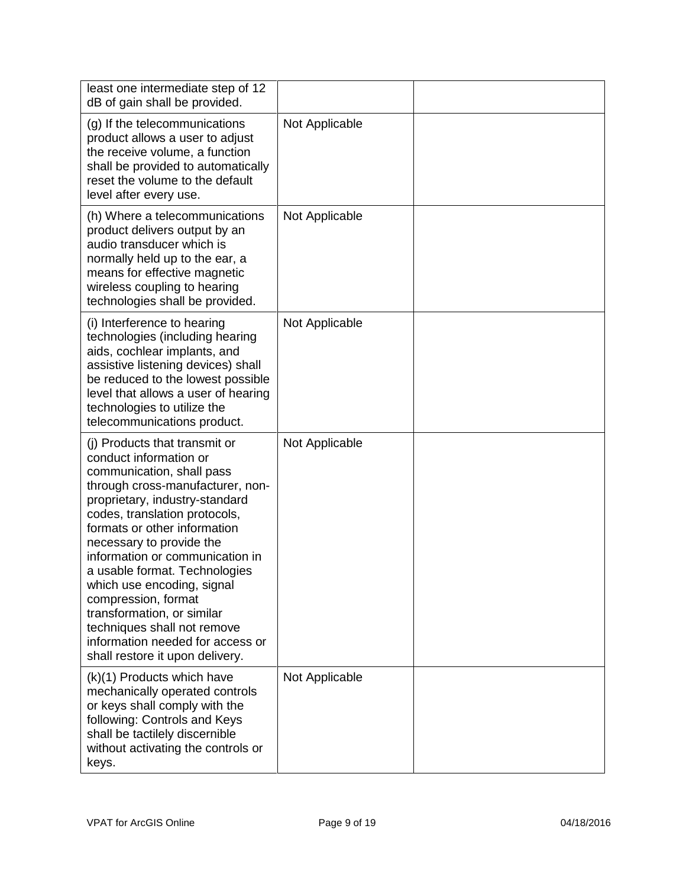| | | |
|---|---|---|
| least one intermediate step of 12 dB of gain shall be provided. | | |
| (g) If the telecommunications product allows a user to adjust the receive volume, a function shall be provided to automatically reset the volume to the default level after every use. | Not Applicable | |
| (h) Where a telecommunications product delivers output by an audio transducer which is normally held up to the ear, a means for effective magnetic wireless coupling to hearing technologies shall be provided. | Not Applicable | |
| (i) Interference to hearing technologies (including hearing aids, cochlear implants, and assistive listening devices) shall be reduced to the lowest possible level that allows a user of hearing technologies to utilize the telecommunications product. | Not Applicable | |
| (j) Products that transmit or conduct information or communication, shall pass through cross-manufacturer, non-proprietary, industry-standard codes, translation protocols, formats or other information necessary to provide the information or communication in a usable format. Technologies which use encoding, signal compression, format transformation, or similar techniques shall not remove information needed for access or shall restore it upon delivery. | Not Applicable | |
| (k)(1) Products which have mechanically operated controls or keys shall comply with the following: Controls and Keys shall be tactilely discernible without activating the controls or keys. | Not Applicable | |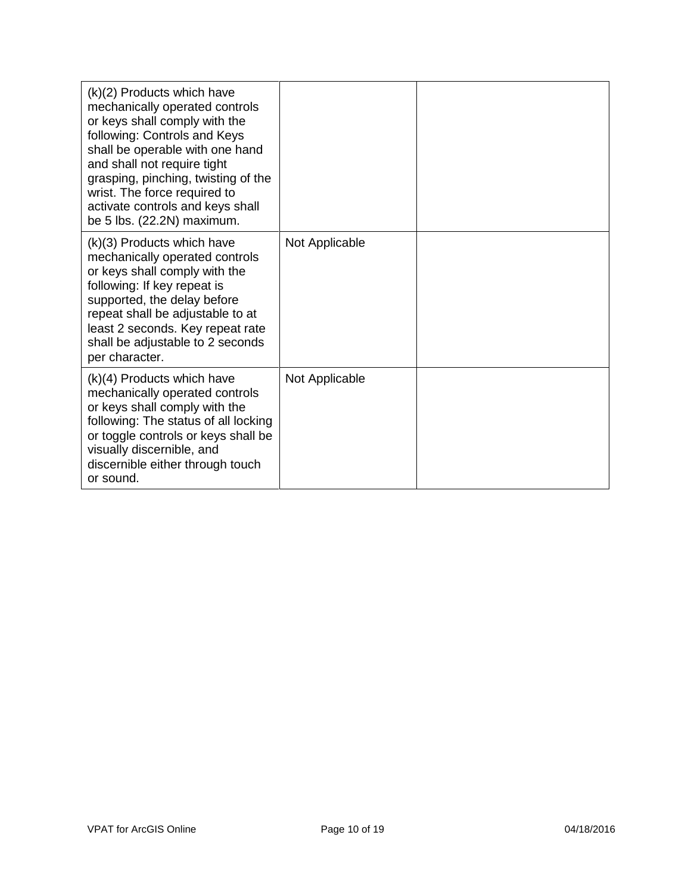| | | |
|---|---|---|
| (k)(2) Products which have mechanically operated controls or keys shall comply with the following: Controls and Keys shall be operable with one hand and shall not require tight grasping, pinching, twisting of the wrist. The force required to activate controls and keys shall be 5 lbs. (22.2N) maximum. | | |
| (k)(3) Products which have mechanically operated controls or keys shall comply with the following: If key repeat is supported, the delay before repeat shall be adjustable to at least 2 seconds. Key repeat rate shall be adjustable to 2 seconds per character. | Not Applicable | |
| (k)(4) Products which have mechanically operated controls or keys shall comply with the following: The status of all locking or toggle controls or keys shall be visually discernible, and discernible either through touch or sound. | Not Applicable | |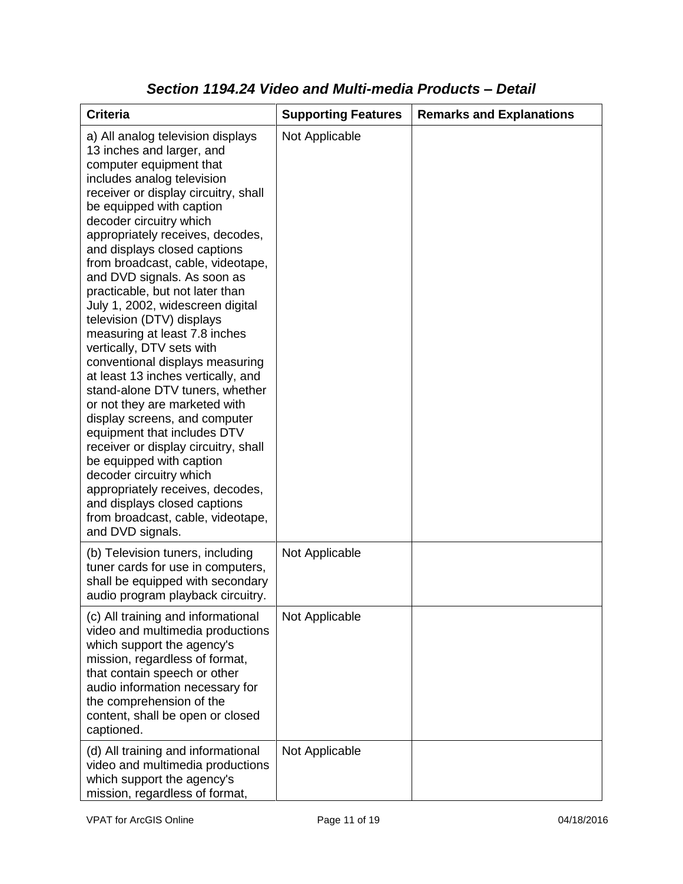## *Section 1194.24 Video and Multi-media Products – Detail*

| Criteria | Supporting Features | Remarks and Explanations |
|---|---|---|
| a) All analog television displays 13 inches and larger, and computer equipment that includes analog television receiver or display circuitry, shall be equipped with caption decoder circuitry which appropriately receives, decodes, and displays closed captions from broadcast, cable, videotape, and DVD signals. As soon as practicable, but not later than July 1, 2002, widescreen digital television (DTV) displays measuring at least 7.8 inches vertically, DTV sets with conventional displays measuring at least 13 inches vertically, and stand-alone DTV tuners, whether or not they are marketed with display screens, and computer equipment that includes DTV receiver or display circuitry, shall be equipped with caption decoder circuitry which appropriately receives, decodes, and displays closed captions from broadcast, cable, videotape, and DVD signals. | Not Applicable | |
| (b) Television tuners, including tuner cards for use in computers, shall be equipped with secondary audio program playback circuitry. | Not Applicable | |
| (c) All training and informational video and multimedia productions which support the agency's mission, regardless of format, that contain speech or other audio information necessary for the comprehension of the content, shall be open or closed captioned. | Not Applicable | |
| (d) All training and informational video and multimedia productions which support the agency's mission, regardless of format, | Not Applicable | |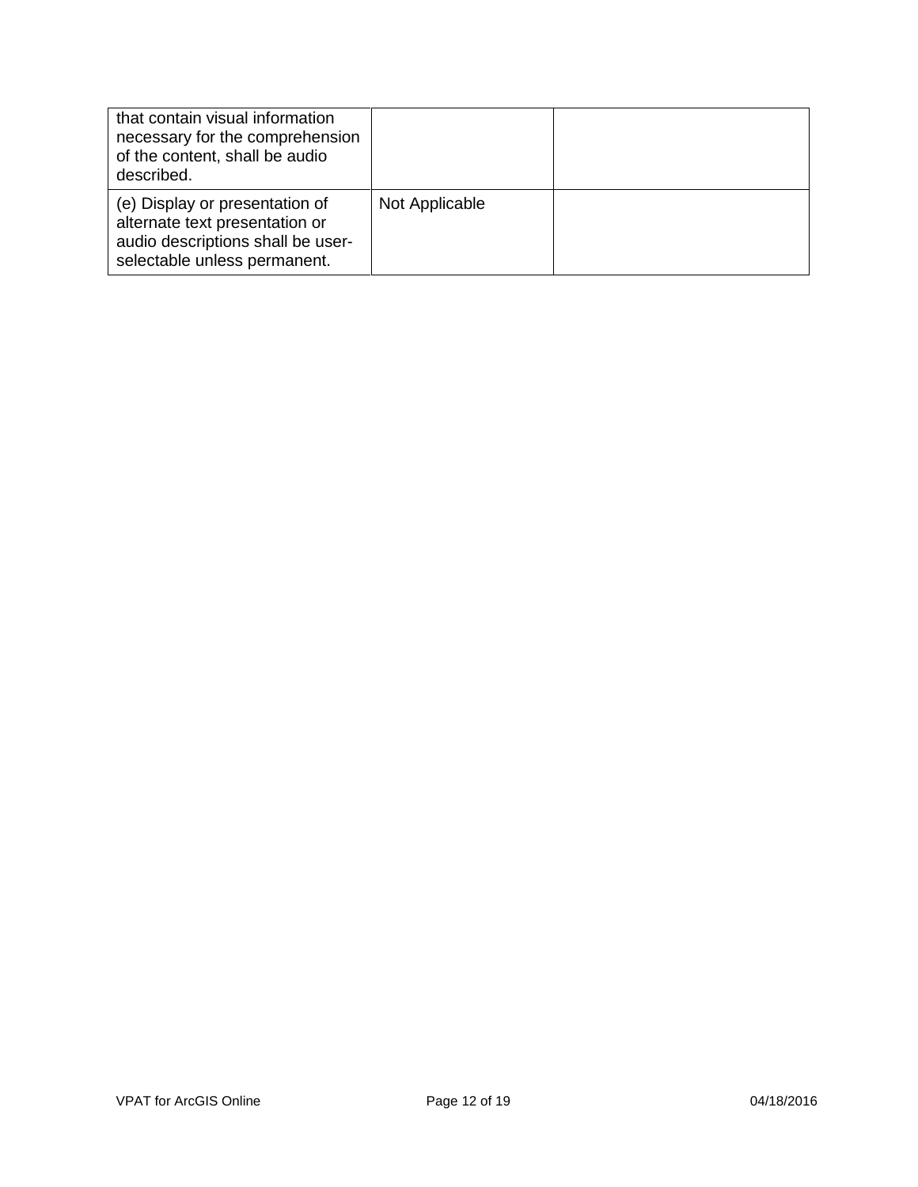| | | |
|---|---|---|
| that contain visual information necessary for the comprehension of the content, shall be audio described. | | |
| (e) Display or presentation of alternate text presentation or audio descriptions shall be user-selectable unless permanent. | Not Applicable | |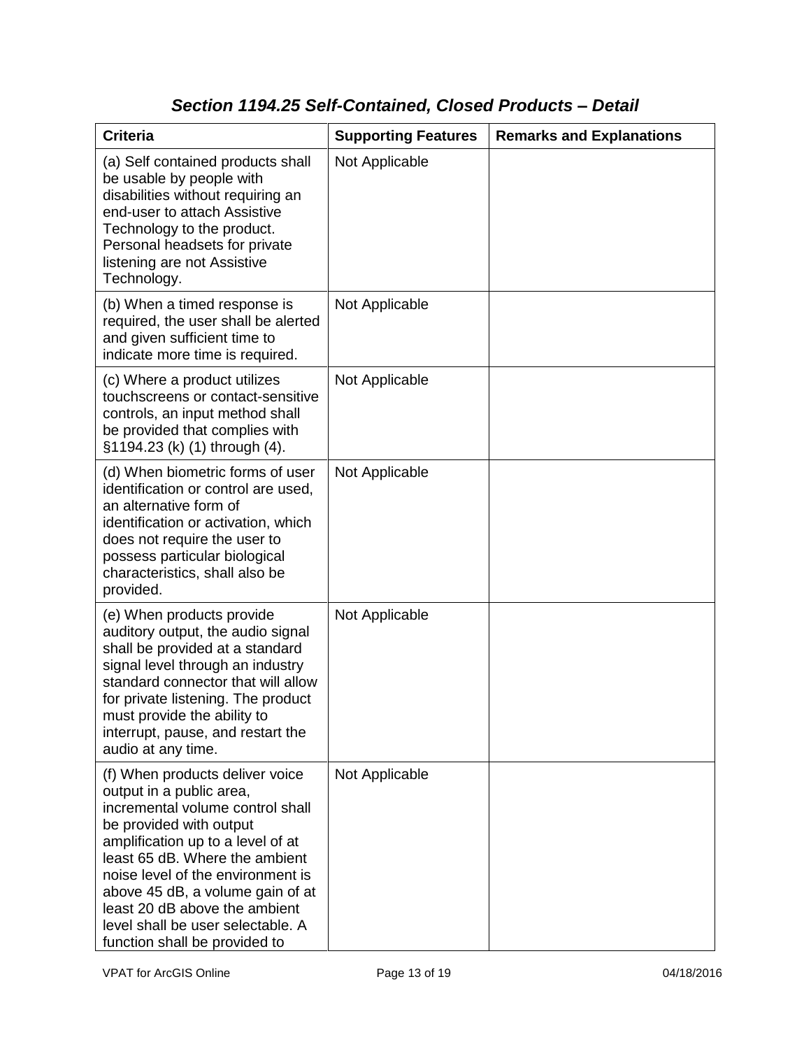### *Section 1194.25 Self-Contained, Closed Products – Detail*

| Criteria | Supporting Features | Remarks and Explanations |
|---|---|---|
| (a) Self contained products shall be usable by people with disabilities without requiring an end-user to attach Assistive Technology to the product. Personal headsets for private listening are not Assistive Technology. | Not Applicable | |
| (b) When a timed response is required, the user shall be alerted and given sufficient time to indicate more time is required. | Not Applicable | |
| (c) Where a product utilizes touchscreens or contact-sensitive controls, an input method shall be provided that complies with §1194.23 (k) (1) through (4). | Not Applicable | |
| (d) When biometric forms of user identification or control are used, an alternative form of identification or activation, which does not require the user to possess particular biological characteristics, shall also be provided. | Not Applicable | |
| (e) When products provide auditory output, the audio signal shall be provided at a standard signal level through an industry standard connector that will allow for private listening. The product must provide the ability to interrupt, pause, and restart the audio at any time. | Not Applicable | |
| (f) When products deliver voice output in a public area, incremental volume control shall be provided with output amplification up to a level of at least 65 dB. Where the ambient noise level of the environment is above 45 dB, a volume gain of at least 20 dB above the ambient level shall be user selectable. A function shall be provided to | Not Applicable | |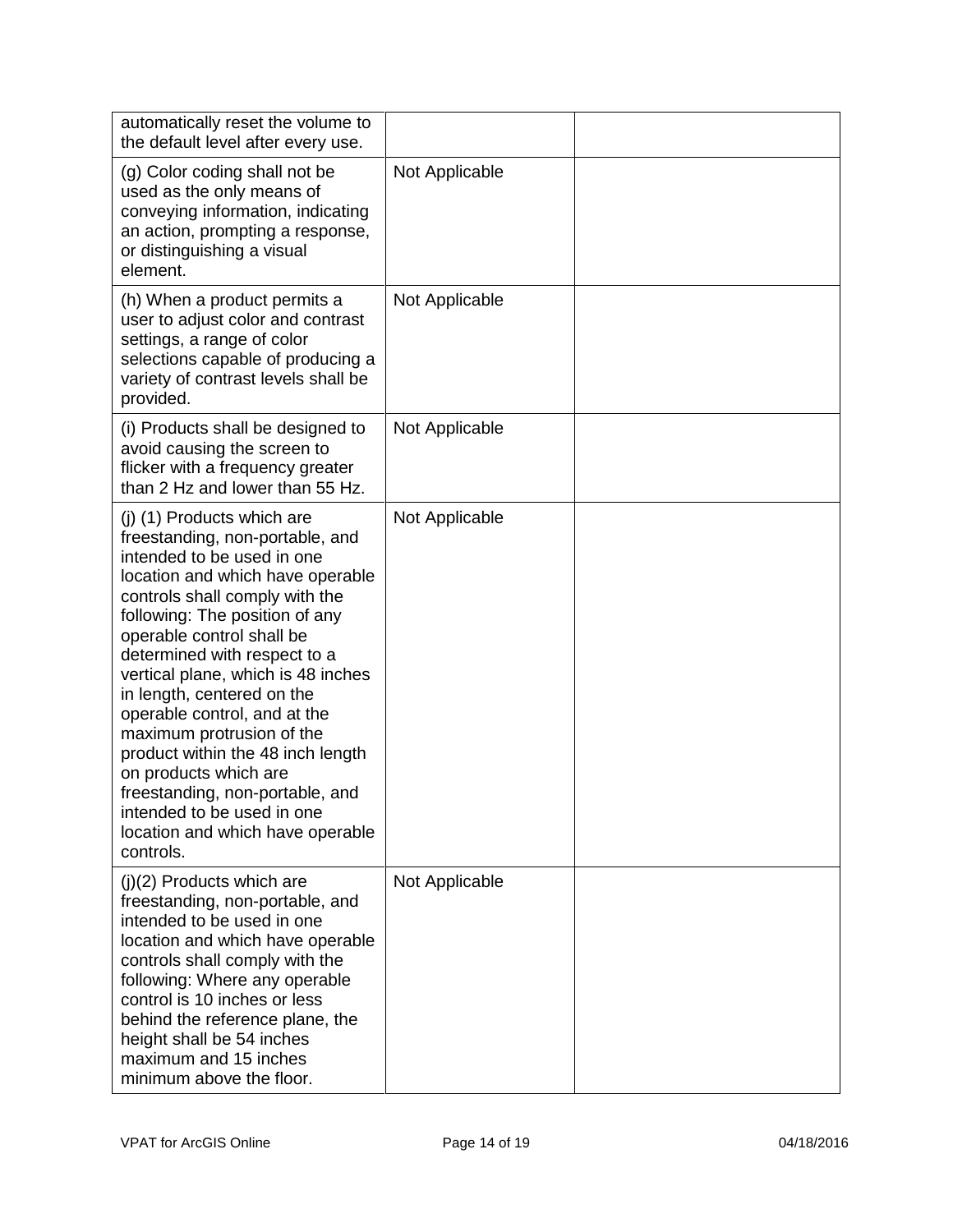| | | |
|---|---|---|
| automatically reset the volume to the default level after every use. | | |
| (g) Color coding shall not be used as the only means of conveying information, indicating an action, prompting a response, or distinguishing a visual element. | Not Applicable | |
| (h) When a product permits a user to adjust color and contrast settings, a range of color selections capable of producing a variety of contrast levels shall be provided. | Not Applicable | |
| (i) Products shall be designed to avoid causing the screen to flicker with a frequency greater than 2 Hz and lower than 55 Hz. | Not Applicable | |
| (j) (1) Products which are freestanding, non-portable, and intended to be used in one location and which have operable controls shall comply with the following: The position of any operable control shall be determined with respect to a vertical plane, which is 48 inches in length, centered on the operable control, and at the maximum protrusion of the product within the 48 inch length on products which are freestanding, non-portable, and intended to be used in one location and which have operable controls. | Not Applicable | |
| (j)(2) Products which are freestanding, non-portable, and intended to be used in one location and which have operable controls shall comply with the following: Where any operable control is 10 inches or less behind the reference plane, the height shall be 54 inches maximum and 15 inches minimum above the floor. | Not Applicable | |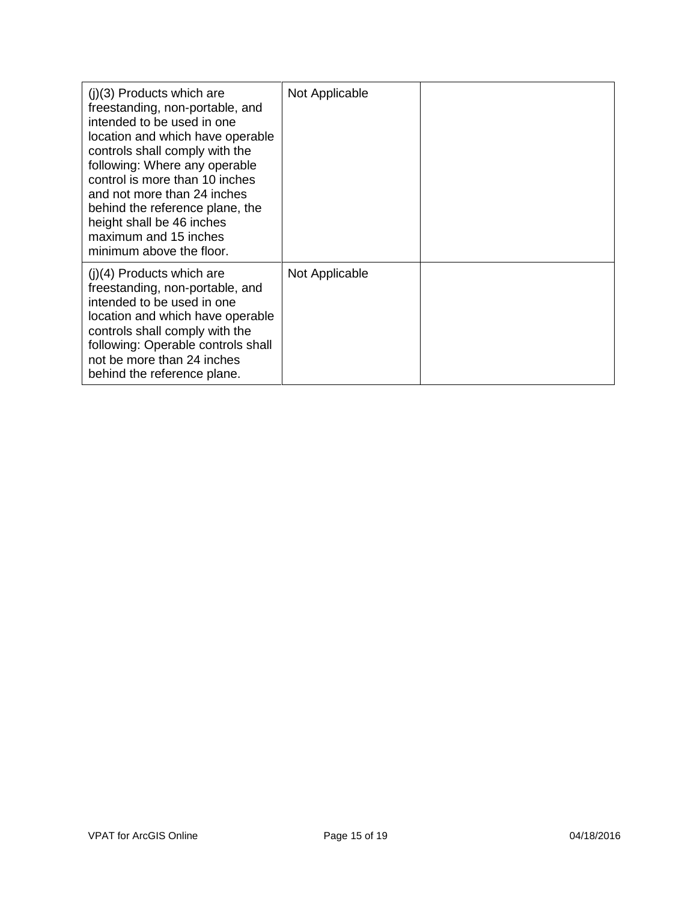| (j)(3) Products which are freestanding, non-portable, and intended to be used in one location and which have operable controls shall comply with the following: Where any operable control is more than 10 inches and not more than 24 inches behind the reference plane, the height shall be 46 inches maximum and 15 inches minimum above the floor. | Not Applicable | |
|---|---|---|
| (j)(4) Products which are freestanding, non-portable, and intended to be used in one location and which have operable controls shall comply with the following: Operable controls shall not be more than 24 inches behind the reference plane. | Not Applicable | |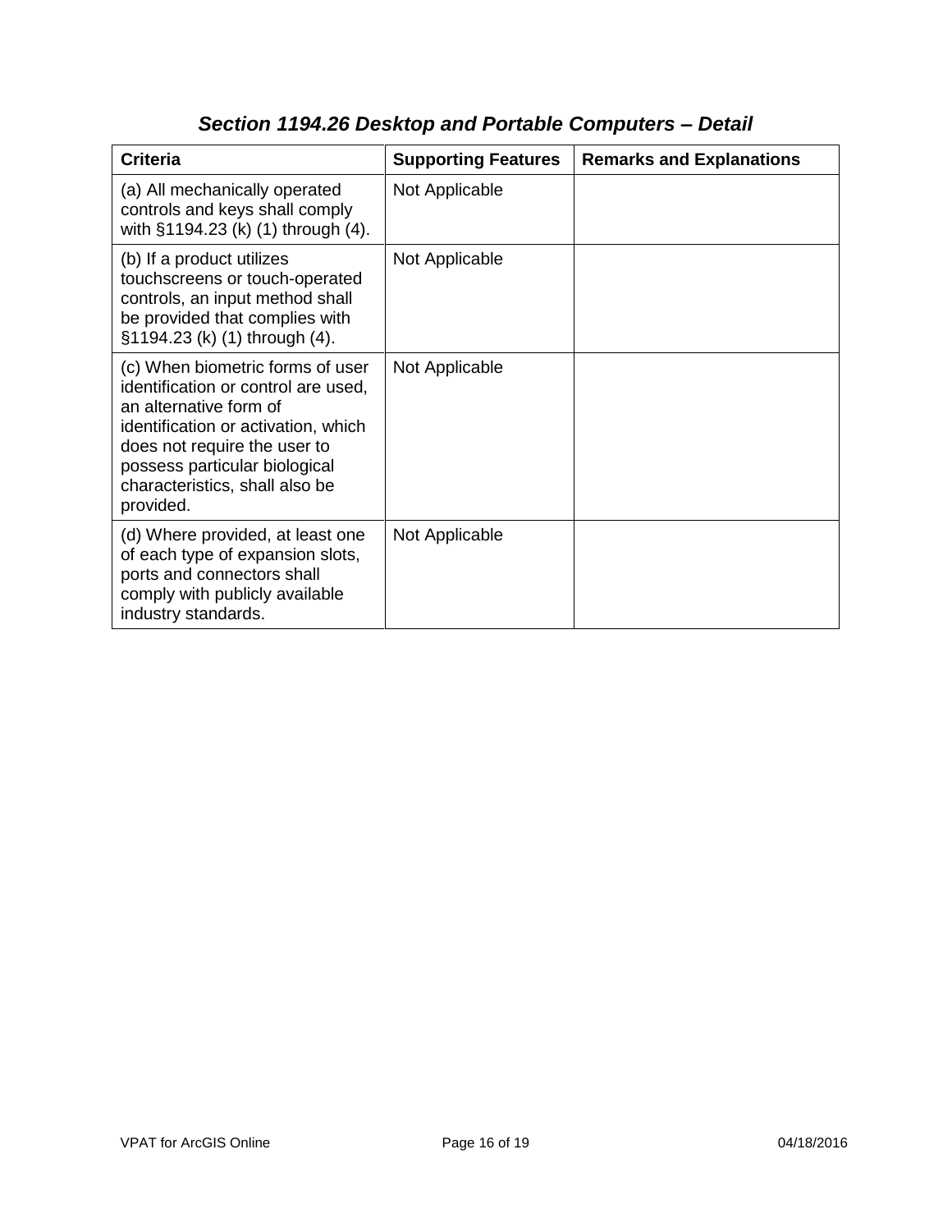### *Section 1194.26 Desktop and Portable Computers – Detail*

| Criteria | Supporting Features | Remarks and Explanations |
| --- | --- | --- |
| (a) All mechanically operated controls and keys shall comply with §1194.23 (k) (1) through (4). | Not Applicable | |
| (b) If a product utilizes touchscreens or touch-operated controls, an input method shall be provided that complies with §1194.23 (k) (1) through (4). | Not Applicable | |
| (c) When biometric forms of user identification or control are used, an alternative form of identification or activation, which does not require the user to possess particular biological characteristics, shall also be provided. | Not Applicable | |
| (d) Where provided, at least one of each type of expansion slots, ports and connectors shall comply with publicly available industry standards. | Not Applicable | |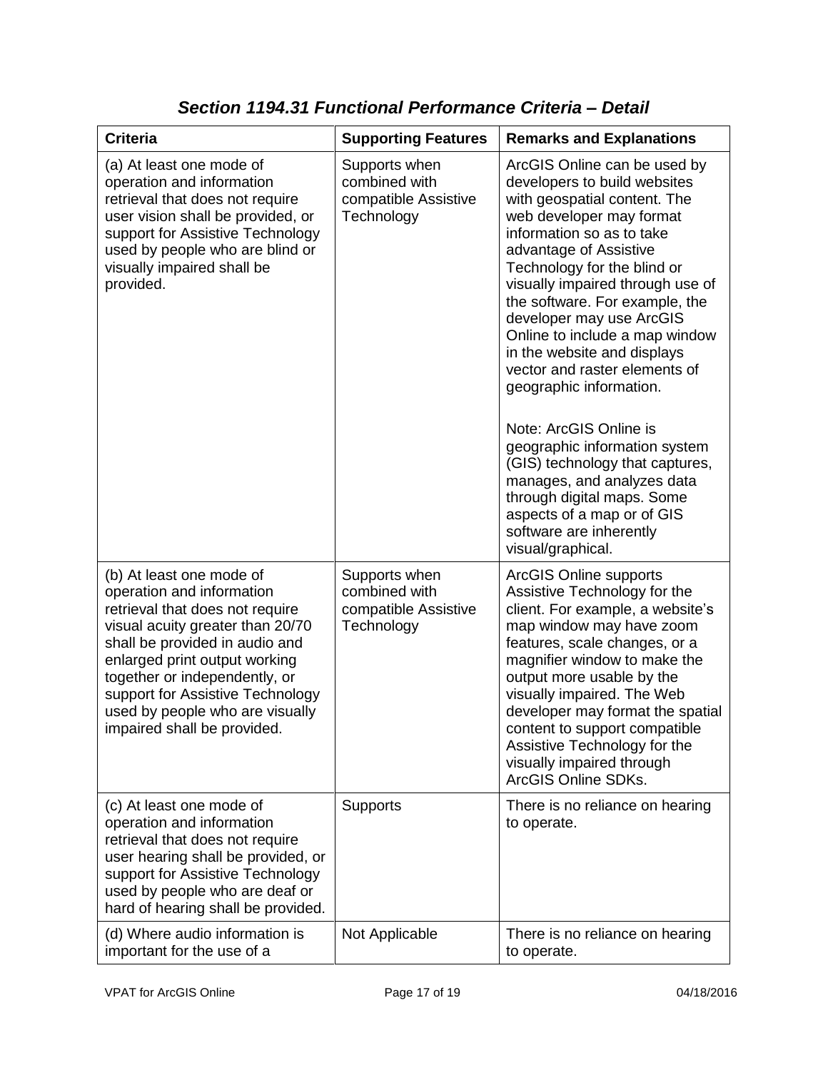## *Section 1194.31 Functional Performance Criteria – Detail*

| Criteria | Supporting Features | Remarks and Explanations |
|---|---|---|
| (a) At least one mode of operation and information retrieval that does not require user vision shall be provided, or support for Assistive Technology used by people who are blind or visually impaired shall be provided. | Supports when combined with compatible Assistive Technology | ArcGIS Online can be used by developers to build websites with geospatial content. The web developer may format information so as to take advantage of Assistive Technology for the blind or visually impaired through use of the software. For example, the developer may use ArcGIS Online to include a map window in the website and displays vector and raster elements of geographic information.<br><br>Note: ArcGIS Online is geographic information system (GIS) technology that captures, manages, and analyzes data through digital maps. Some aspects of a map or of GIS software are inherently visual/graphical. |
| (b) At least one mode of operation and information retrieval that does not require visual acuity greater than 20/70 shall be provided in audio and enlarged print output working together or independently, or support for Assistive Technology used by people who are visually impaired shall be provided. | Supports when combined with compatible Assistive Technology | ArcGIS Online supports Assistive Technology for the client. For example, a website's map window may have zoom features, scale changes, or a magnifier window to make the output more usable by the visually impaired. The Web developer may format the spatial content to support compatible Assistive Technology for the visually impaired through ArcGIS Online SDKs. |
| (c) At least one mode of operation and information retrieval that does not require user hearing shall be provided, or support for Assistive Technology used by people who are deaf or hard of hearing shall be provided. | Supports | There is no reliance on hearing to operate. |
| (d) Where audio information is important for the use of a | Not Applicable | There is no reliance on hearing to operate. |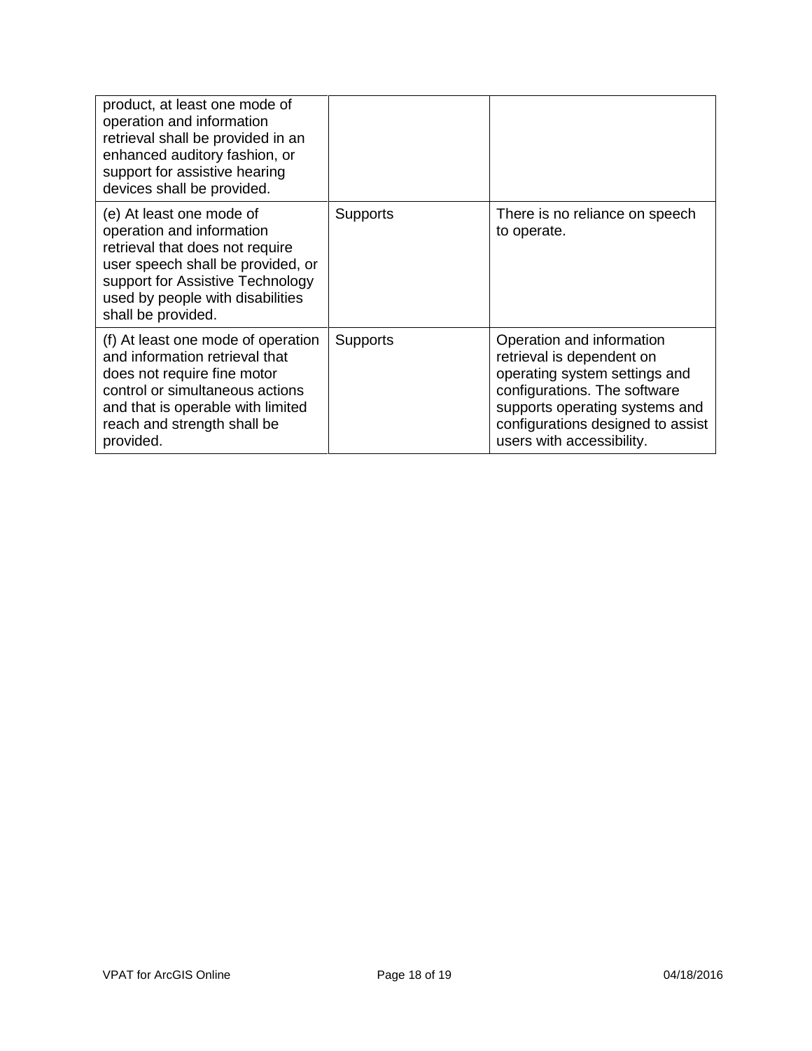| | | |
|---|---|---|
| product, at least one mode of operation and information retrieval shall be provided in an enhanced auditory fashion, or support for assistive hearing devices shall be provided. | | |
| (e) At least one mode of operation and information retrieval that does not require user speech shall be provided, or support for Assistive Technology used by people with disabilities shall be provided. | Supports | There is no reliance on speech to operate. |
| (f) At least one mode of operation and information retrieval that does not require fine motor control or simultaneous actions and that is operable with limited reach and strength shall be provided. | Supports | Operation and information retrieval is dependent on operating system settings and configurations. The software supports operating systems and configurations designed to assist users with accessibility. |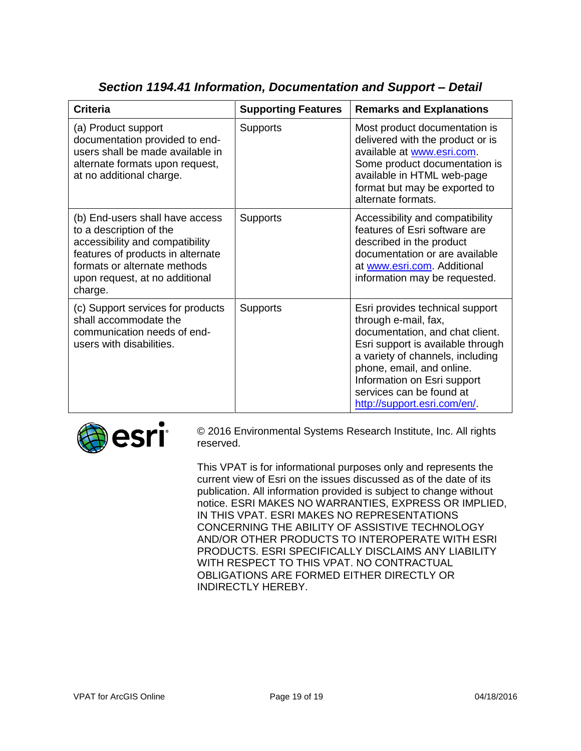### *Section 1194.41 Information, Documentation and Support – Detail*

| Criteria | Supporting Features | Remarks and Explanations |
|---|---|---|
| (a) Product support documentation provided to end-users shall be made available in alternate formats upon request, at no additional charge. | Supports | Most product documentation is delivered with the product or is available at www.esri.com. Some product documentation is available in HTML web-page format but may be exported to alternate formats. |
| (b) End-users shall have access to a description of the accessibility and compatibility features of products in alternate formats or alternate methods upon request, at no additional charge. | Supports | Accessibility and compatibility features of Esri software are described in the product documentation or are available at www.esri.com. Additional information may be requested. |
| (c) Support services for products shall accommodate the communication needs of end-users with disabilities. | Supports | Esri provides technical support through e-mail, fax, documentation, and chat client. Esri support is available through a variety of channels, including phone, email, and online. Information on Esri support services can be found at http://support.esri.com/en/. |

esri

© 2016 Environmental Systems Research Institute, Inc. All rights reserved.

This VPAT is for informational purposes only and represents the current view of Esri on the issues discussed as of the date of its publication. All information provided is subject to change without notice. ESRI MAKES NO WARRANTIES, EXPRESS OR IMPLIED, IN THIS VPAT. ESRI MAKES NO REPRESENTATIONS CONCERNING THE ABILITY OF ASSISTIVE TECHNOLOGY AND/OR OTHER PRODUCTS TO INTEROPERATE WITH ESRI PRODUCTS. ESRI SPECIFICALLY DISCLAIMS ANY LIABILITY WITH RESPECT TO THIS VPAT. NO CONTRACTUAL OBLIGATIONS ARE FORMED EITHER DIRECTLY OR INDIRECTLY HEREBY.